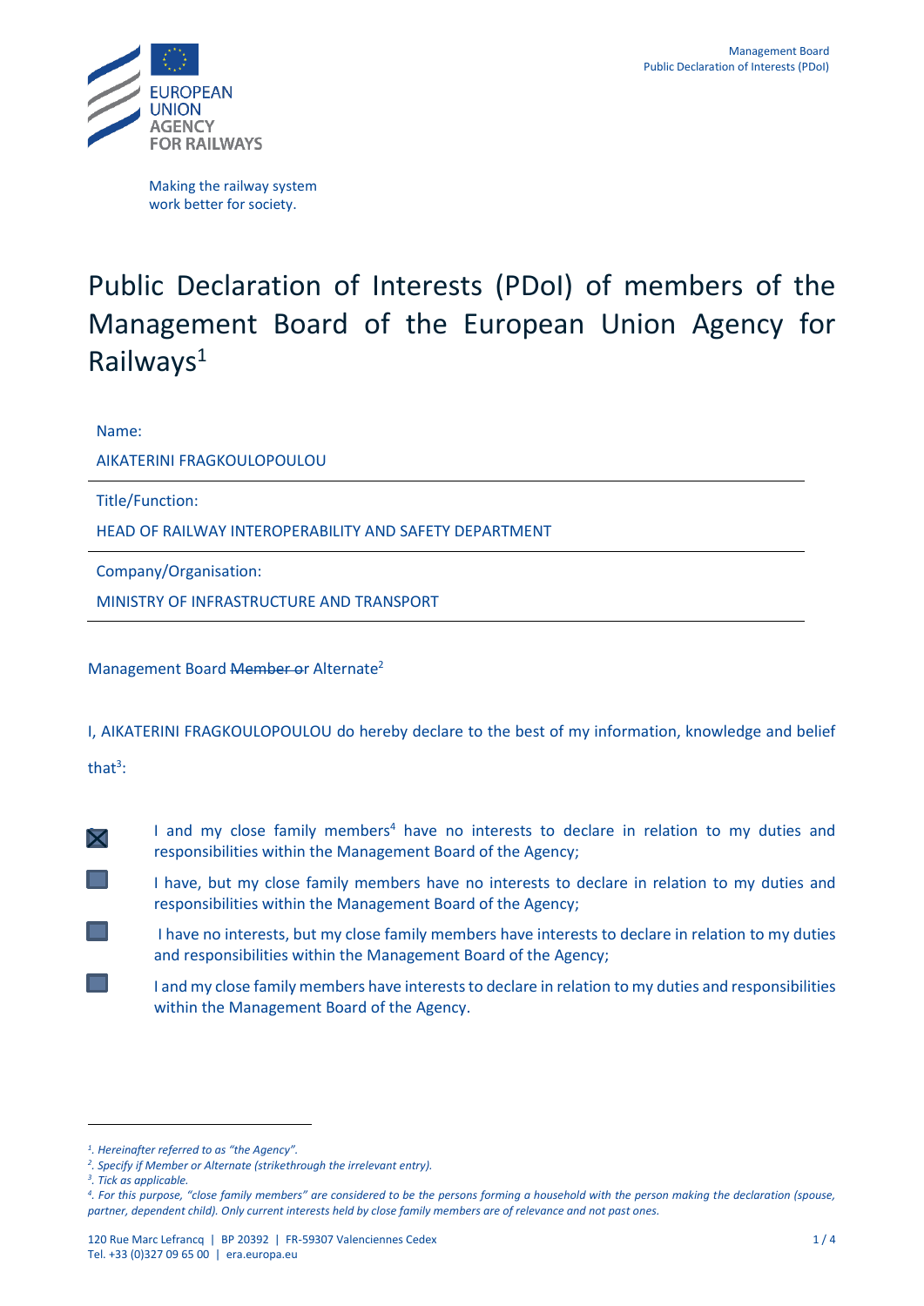EUROPEAN UNION AGENCY FOR RAILWAYS

Making the railway system work better for society.

# Public Declaration of Interests (PDoI) of members of the Management Board of the European Union Agency for Railways[1]

Name:

AIKATERINI FRAGKOULOPOULOU

Title/Function:

HEAD OF RAILWAY INTEROPERABILITY AND SAFETY DEPARTMENT

Company/Organisation:

MINISTRY OF INFRASTRUCTURE AND TRANSPORT

Management Board ~~Member or~~ Alternate[2]

I, AIKATERINI FRAGKOULOPOULOU do hereby declare to the best of my information, knowledge and belief that[3]:

- [x] I and my close family members[4] have no interests to declare in relation to my duties and responsibilities within the Management Board of the Agency;
- [ ] I have, but my close family members have no interests to declare in relation to my duties and responsibilities within the Management Board of the Agency;
- [ ] I have no interests, but my close family members have interests to declare in relation to my duties and responsibilities within the Management Board of the Agency;
- [ ] I and my close family members have interests to declare in relation to my duties and responsibilities within the Management Board of the Agency.

---

*[1]. Hereinafter referred to as "the Agency".*

*[2]. Specify if Member or Alternate (strikethrough the irrelevant entry).*

*[3]. Tick as applicable.*

*[4]. For this purpose, "close family members" are considered to be the persons forming a household with the person making the declaration (spouse, partner, dependent child). Only current interests held by close family members are of relevance and not past ones.*

120 Rue Marc Lefrancq | BP 20392 | FR-59307 Valenciennes Cedex
Tel. +33 (0)327 09 65 00 | era.europa.eu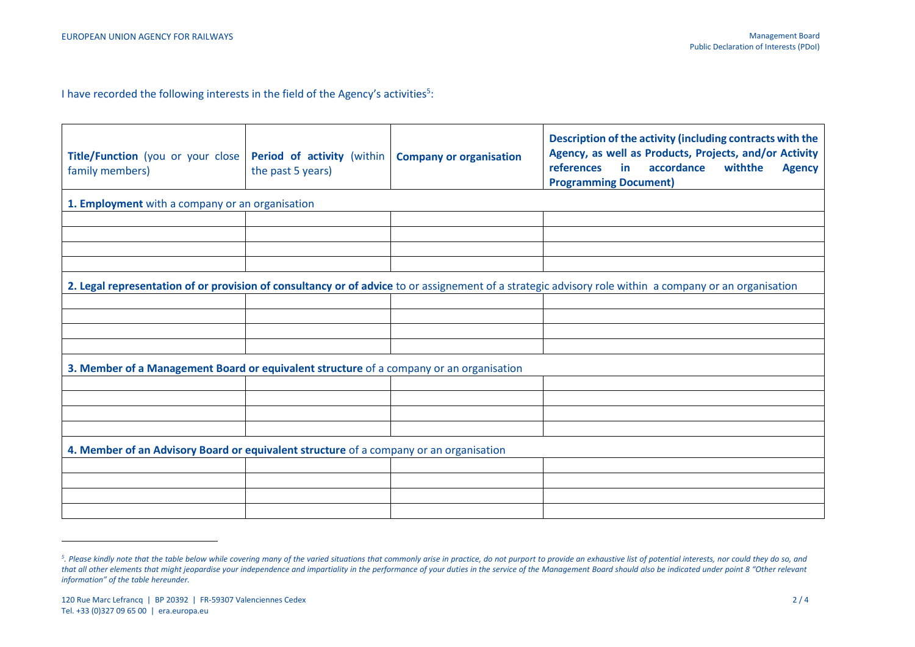I have recorded the following interests in the field of the Agency's activities[5]:

| **Title/Function** (you or your close family members) | **Period of activity** (within the past 5 years) | **Company or organisation** | **Description of the activity (including contracts with the Agency, as well as Products, Projects, and/or Activity references in accordance withthe Agency Programming Document)** |
|---|---|---|---|
| **1. Employment** with a company or an organisation | | | |
| | | | |
| | | | |
| | | | |
| | | | |
| **2. Legal representation of or provision of consultancy or of advice** to or assignement of a strategic advisory role within a company or an organisation | | | |
| | | | |
| | | | |
| | | | |
| | | | |
| **3. Member of a Management Board or equivalent structure** of a company or an organisation | | | |
| | | | |
| | | | |
| | | | |
| | | | |
| **4. Member of an Advisory Board or equivalent structure** of a company or an organisation | | | |
| | | | |
| | | | |
| | | | |
| | | | |

[5]. *Please kindly note that the table below while covering many of the varied situations that commonly arise in practice, do not purport to provide an exhaustive list of potential interests, nor could they do so, and that all other elements that might jeopardise your independence and impartiality in the performance of your duties in the service of the Management Board should also be indicated under point 8 "Other relevant information" of the table hereunder.*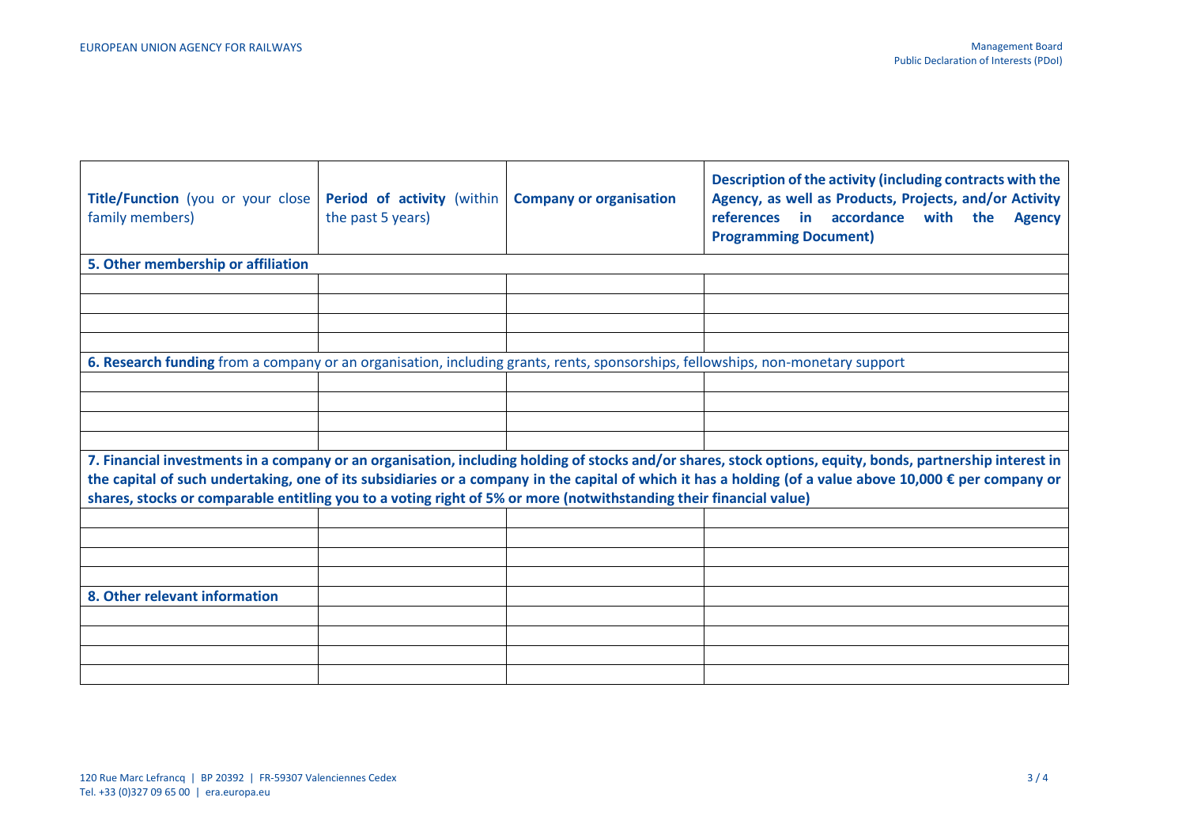| **Title/Function** (you or your close family members) | **Period of activity** (within the past 5 years) | **Company or organisation** | **Description of the activity (including contracts with the Agency, as well as Products, Projects, and/or Activity references in accordance with the Agency Programming Document)** |
| --- | --- | --- | --- |
| **5. Other membership or affiliation** | | | |
| | | | |
| | | | |
| | | | |
| | | | |
| **6. Research funding** from a company or an organisation, including grants, rents, sponsorships, fellowships, non-monetary support | | | |
| | | | |
| | | | |
| | | | |
| | | | |
| **7. Financial investments in a company or an organisation, including holding of stocks and/or shares, stock options, equity, bonds, partnership interest in the capital of such undertaking, one of its subsidiaries or a company in the capital of which it has a holding (of a value above 10,000 € per company or shares, stocks or comparable entitling you to a voting right of 5% or more (notwithstanding their financial value)** | | | |
| | | | |
| | | | |
| | | | |
| | | | |
| **8. Other relevant information** | | | |
| | | | |
| | | | |
| | | | |
| | | | |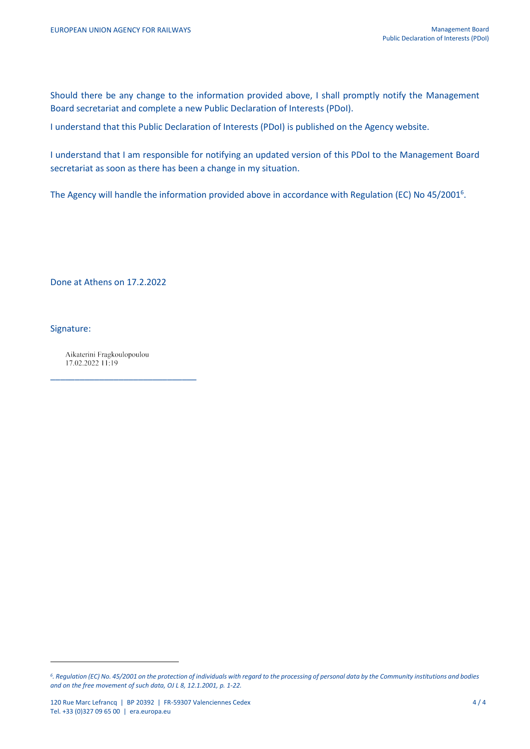Should there be any change to the information provided above, I shall promptly notify the Management Board secretariat and complete a new Public Declaration of Interests (PDoI).

I understand that this Public Declaration of Interests (PDoI) is published on the Agency website.

I understand that I am responsible for notifying an updated version of this PDoI to the Management Board secretariat as soon as there has been a change in my situation.

The Agency will handle the information provided above in accordance with Regulation (EC) No 45/2001[6].

Done at Athens on 17.2.2022

Signature:

Aikaterini Fragkoulopoulou
17.02.2022 11:19

\_\_\_\_\_\_\_\_\_\_\_\_\_\_\_\_\_\_\_\_\_\_\_\_\_\_\_\_\_\_\_\_

---

*[6]. Regulation (EC) No. 45/2001 on the protection of individuals with regard to the processing of personal data by the Community institutions and bodies and on the free movement of such data, OJ L 8, 12.1.2001, p. 1-22.*